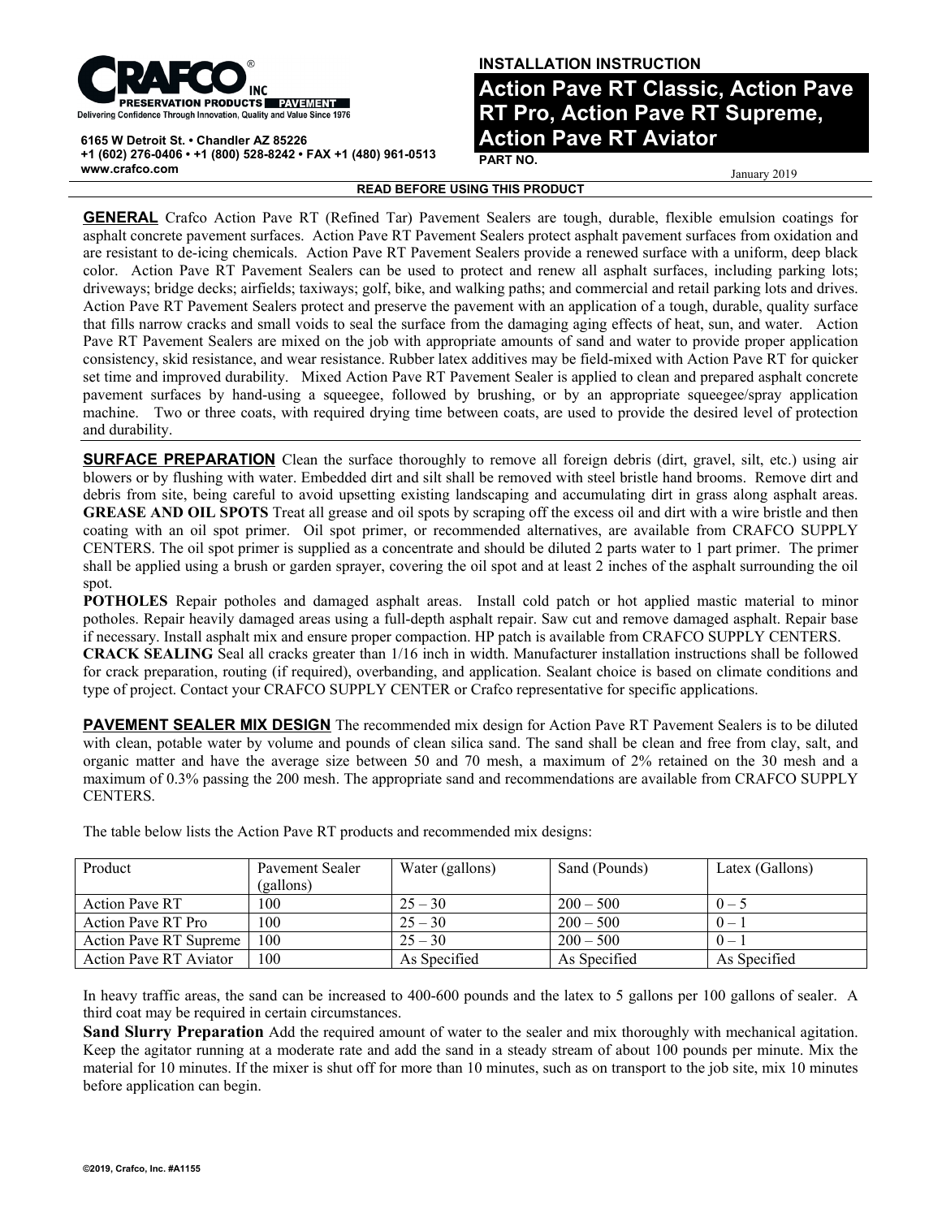**CRAFCO INC**
**PRESERVATION PRODUCTS | PAVEMENT**
Delivering Confidence Through Innovation, Quality and Value Since 1976

**6165 W Detroit St. • Chandler AZ 85226**
**+1 (602) 276-0406 • +1 (800) 528-8242 • FAX +1 (480) 961-0513**
**www.crafco.com**

**INSTALLATION INSTRUCTION**

# Action Pave RT Classic, Action Pave RT Pro, Action Pave RT Supreme, Action Pave RT Aviator

**PART NO.**

January 2019

**READ BEFORE USING THIS PRODUCT**

**GENERAL** Crafco Action Pave RT (Refined Tar) Pavement Sealers are tough, durable, flexible emulsion coatings for asphalt concrete pavement surfaces. Action Pave RT Pavement Sealers protect asphalt pavement surfaces from oxidation and are resistant to de-icing chemicals. Action Pave RT Pavement Sealers provide a renewed surface with a uniform, deep black color. Action Pave RT Pavement Sealers can be used to protect and renew all asphalt surfaces, including parking lots; driveways; bridge decks; airfields; taxiways; golf, bike, and walking paths; and commercial and retail parking lots and drives. Action Pave RT Pavement Sealers protect and preserve the pavement with an application of a tough, durable, quality surface that fills narrow cracks and small voids to seal the surface from the damaging aging effects of heat, sun, and water. Action Pave RT Pavement Sealers are mixed on the job with appropriate amounts of sand and water to provide proper application consistency, skid resistance, and wear resistance. Rubber latex additives may be field-mixed with Action Pave RT for quicker set time and improved durability. Mixed Action Pave RT Pavement Sealer is applied to clean and prepared asphalt concrete pavement surfaces by hand-using a squeegee, followed by brushing, or by an appropriate squeegee/spray application machine. Two or three coats, with required drying time between coats, are used to provide the desired level of protection and durability.

**SURFACE PREPARATION** Clean the surface thoroughly to remove all foreign debris (dirt, gravel, silt, etc.) using air blowers or by flushing with water. Embedded dirt and silt shall be removed with steel bristle hand brooms. Remove dirt and debris from site, being careful to avoid upsetting existing landscaping and accumulating dirt in grass along asphalt areas.
**GREASE AND OIL SPOTS** Treat all grease and oil spots by scraping off the excess oil and dirt with a wire bristle and then coating with an oil spot primer. Oil spot primer, or recommended alternatives, are available from CRAFCO SUPPLY CENTERS. The oil spot primer is supplied as a concentrate and should be diluted 2 parts water to 1 part primer. The primer shall be applied using a brush or garden sprayer, covering the oil spot and at least 2 inches of the asphalt surrounding the oil spot.
**POTHOLES** Repair potholes and damaged asphalt areas. Install cold patch or hot applied mastic material to minor potholes. Repair heavily damaged areas using a full-depth asphalt repair. Saw cut and remove damaged asphalt. Repair base if necessary. Install asphalt mix and ensure proper compaction. HP patch is available from CRAFCO SUPPLY CENTERS.
**CRACK SEALING** Seal all cracks greater than 1/16 inch in width. Manufacturer installation instructions shall be followed for crack preparation, routing (if required), overbanding, and application. Sealant choice is based on climate conditions and type of project. Contact your CRAFCO SUPPLY CENTER or Crafco representative for specific applications.

**PAVEMENT SEALER MIX DESIGN** The recommended mix design for Action Pave RT Pavement Sealers is to be diluted with clean, potable water by volume and pounds of clean silica sand. The sand shall be clean and free from clay, salt, and organic matter and have the average size between 50 and 70 mesh, a maximum of 2% retained on the 30 mesh and a maximum of 0.3% passing the 200 mesh. The appropriate sand and recommendations are available from CRAFCO SUPPLY CENTERS.

The table below lists the Action Pave RT products and recommended mix designs:

| Product | Pavement Sealer (gallons) | Water (gallons) | Sand (Pounds) | Latex (Gallons) |
|---|---|---|---|---|
| Action Pave RT | 100 | 25 – 30 | 200 – 500 | 0 – 5 |
| Action Pave RT Pro | 100 | 25 – 30 | 200 – 500 | 0 – 1 |
| Action Pave RT Supreme | 100 | 25 – 30 | 200 – 500 | 0 – 1 |
| Action Pave RT Aviator | 100 | As Specified | As Specified | As Specified |

In heavy traffic areas, the sand can be increased to 400-600 pounds and the latex to 5 gallons per 100 gallons of sealer. A third coat may be required in certain circumstances.

**Sand Slurry Preparation** Add the required amount of water to the sealer and mix thoroughly with mechanical agitation. Keep the agitator running at a moderate rate and add the sand in a steady stream of about 100 pounds per minute. Mix the material for 10 minutes. If the mixer is shut off for more than 10 minutes, such as on transport to the job site, mix 10 minutes before application can begin.

©2019, Crafco, Inc. #A1155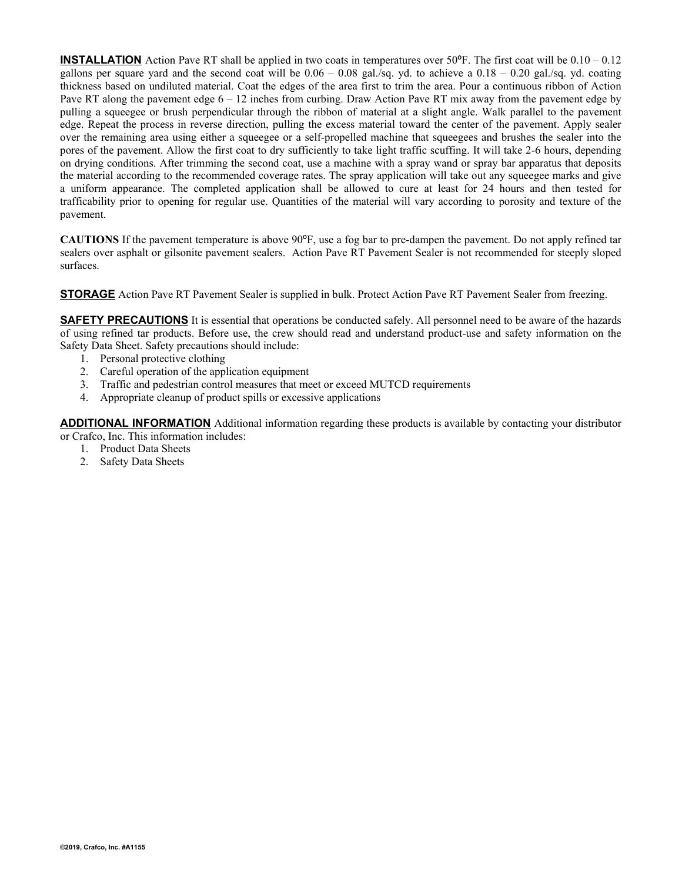**INSTALLATION** Action Pave RT shall be applied in two coats in temperatures over 50°F. The first coat will be 0.10 – 0.12 gallons per square yard and the second coat will be 0.06 – 0.08 gal./sq. yd. to achieve a 0.18 – 0.20 gal./sq. yd. coating thickness based on undiluted material. Coat the edges of the area first to trim the area. Pour a continuous ribbon of Action Pave RT along the pavement edge 6 – 12 inches from curbing. Draw Action Pave RT mix away from the pavement edge by pulling a squeegee or brush perpendicular through the ribbon of material at a slight angle. Walk parallel to the pavement edge. Repeat the process in reverse direction, pulling the excess material toward the center of the pavement. Apply sealer over the remaining area using either a squeegee or a self-propelled machine that squeegees and brushes the sealer into the pores of the pavement. Allow the first coat to dry sufficiently to take light traffic scuffing. It will take 2-6 hours, depending on drying conditions. After trimming the second coat, use a machine with a spray wand or spray bar apparatus that deposits the material according to the recommended coverage rates. The spray application will take out any squeegee marks and give a uniform appearance. The completed application shall be allowed to cure at least for 24 hours and then tested for trafficability prior to opening for regular use. Quantities of the material will vary according to porosity and texture of the pavement.

**CAUTIONS** If the pavement temperature is above 90°F, use a fog bar to pre-dampen the pavement. Do not apply refined tar sealers over asphalt or gilsonite pavement sealers. Action Pave RT Pavement Sealer is not recommended for steeply sloped surfaces.

**STORAGE** Action Pave RT Pavement Sealer is supplied in bulk. Protect Action Pave RT Pavement Sealer from freezing.

**SAFETY PRECAUTIONS** It is essential that operations be conducted safely. All personnel need to be aware of the hazards of using refined tar products. Before use, the crew should read and understand product-use and safety information on the Safety Data Sheet. Safety precautions should include:

1. Personal protective clothing
2. Careful operation of the application equipment
3. Traffic and pedestrian control measures that meet or exceed MUTCD requirements
4. Appropriate cleanup of product spills or excessive applications

**ADDITIONAL INFORMATION** Additional information regarding these products is available by contacting your distributor or Crafco, Inc. This information includes:

1. Product Data Sheets
2. Safety Data Sheets

©2019, Crafco, Inc. #A1155